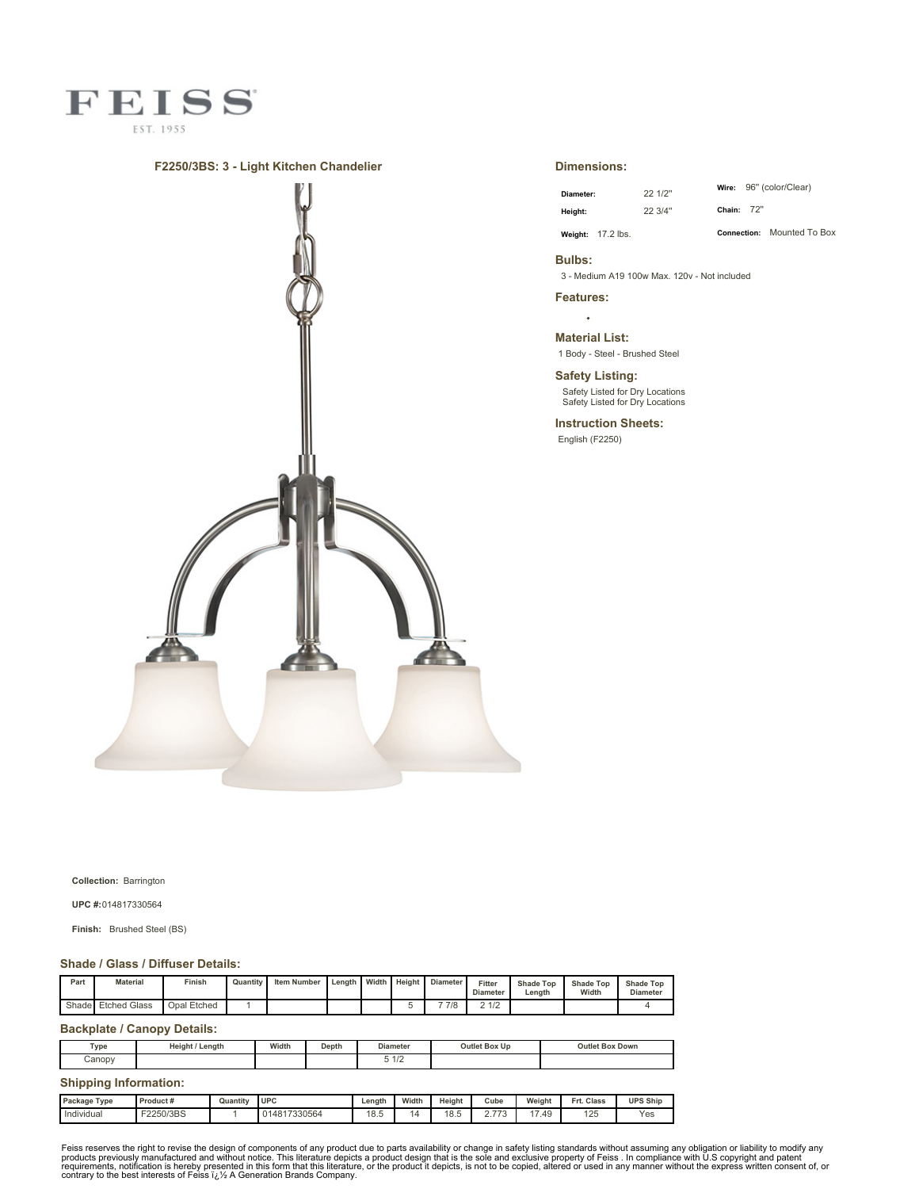# FEISS

EST. 1955

## F2250/3BS: 3 - Light Kitchen Chandelier

### Dimensions:

| | | | |
|---|---|---|---|
| **Diameter:** | 22 1/2" | **Wire:** | 96" (color/Clear) |
| **Height:** | 22 3/4" | **Chain:** | 72" |
| **Weight:** | 17.2 lbs. | **Connection:** | Mounted To Box |

### Bulbs:

3 - Medium A19 100w Max. 120v - Not included

### Features:

- 

### Material List:

1 Body - Steel - Brushed Steel

### Safety Listing:

Safety Listed for Dry Locations
Safety Listed for Dry Locations

### Instruction Sheets:

English (F2250)

**Collection:** Barrington

**UPC #:** 014817330564

**Finish:** Brushed Steel (BS)

### Shade / Glass / Diffuser Details:

| Part | Material | Finish | Quantity | Item Number | Length | Width | Height | Diameter | Fitter Diameter | Shade Top Length | Shade Top Width | Shade Top Diameter |
|---|---|---|---|---|---|---|---|---|---|---|---|---|
| Shade | Etched Glass | Opal Etched | 1 | | | | 5 | 7 7/8 | 2 1/2 | | | 4 |

### Backplate / Canopy Details:

| Type | Height / Length | Width | Depth | Diameter | Outlet Box Up | Outlet Box Down |
|---|---|---|---|---|---|---|
| Canopy | | | | 5 1/2 | | |

### Shipping Information:

| Package Type | Product # | Quantity | UPC | Length | Width | Height | Cube | Weight | Frt. Class | UPS Ship |
|---|---|---|---|---|---|---|---|---|---|---|
| Individual | F2250/3BS | 1 | 014817330564 | 18.5 | 14 | 18.5 | 2.773 | 17.49 | 125 | Yes |

Feiss reserves the right to revise the design of components of any product due to parts availability or change in safety listing standards without assuming any obligation or liability to modify any products previously manufactured and without notice. This literature depicts a product design that is the sole and exclusive property of Feiss . In compliance with U.S copyright and patent requirements, notification is hereby presented in this form that this literature, or the product it depicts, is not to be copied, altered or used in any manner without the express written consent of, or contrary to the best interests of Feiss ï¿½ A Generation Brands Company.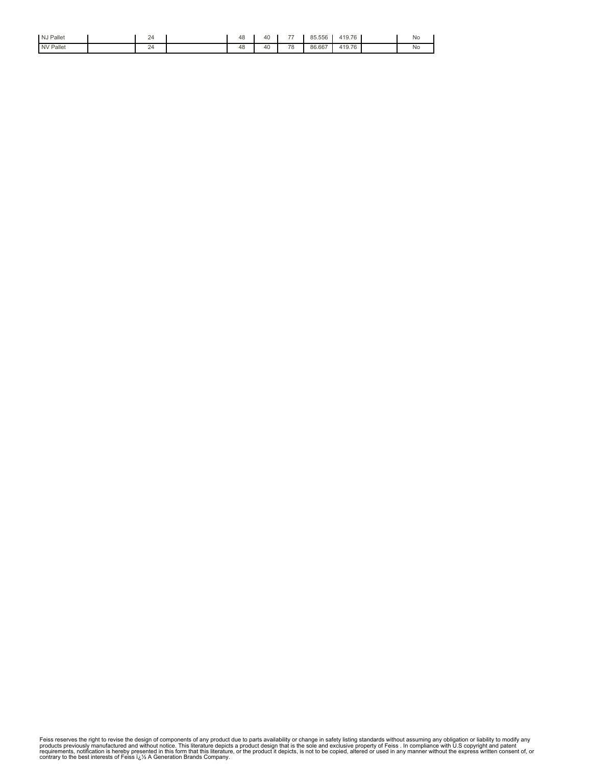| | | | | | | | | | |
|---|---|---|---|---|---|---|---|---|---|
| NJ Pallet | 24 | | 48 | 40 | 77 | 85.556 | 419.76 | | No |
| NV Pallet | 24 | | 48 | 40 | 78 | 86.667 | 419.76 | | No |

Feiss reserves the right to revise the design of components of any product due to parts availability or change in safety listing standards without assuming any obligation or liability to modify any products previously manufactured and without notice. This literature depicts a product design that is the sole and exclusive property of Feiss . In compliance with U.S copyright and patent requirements, notification is hereby presented in this form that this literature, or the product it depicts, is not to be copied, altered or used in any manner without the express written consent of, or contrary to the best interests of Feiss ï¿½ A Generation Brands Company.